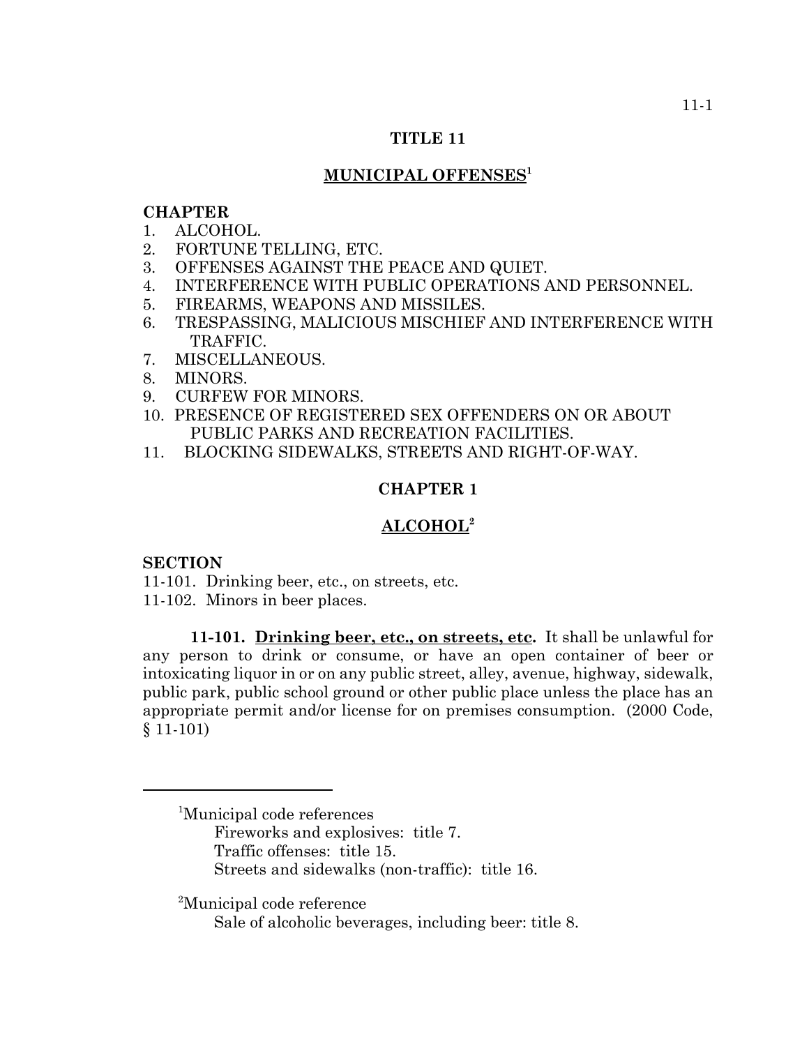# TITLE 11

## MUNICIPAL OFFENSES[1]

**CHAPTER**

1. ALCOHOL.
2. FORTUNE TELLING, ETC.
3. OFFENSES AGAINST THE PEACE AND QUIET.
4. INTERFERENCE WITH PUBLIC OPERATIONS AND PERSONNEL.
5. FIREARMS, WEAPONS AND MISSILES.
6. TRESPASSING, MALICIOUS MISCHIEF AND INTERFERENCE WITH TRAFFIC.
7. MISCELLANEOUS.
8. MINORS.
9. CURFEW FOR MINORS.
10. PRESENCE OF REGISTERED SEX OFFENDERS ON OR ABOUT PUBLIC PARKS AND RECREATION FACILITIES.
11. BLOCKING SIDEWALKS, STREETS AND RIGHT-OF-WAY.

## CHAPTER 1

## ALCOHOL[2]

**SECTION**

11-101. Drinking beer, etc., on streets, etc.
11-102. Minors in beer places.

**11-101. Drinking beer, etc., on streets, etc.** It shall be unlawful for any person to drink or consume, or have an open container of beer or intoxicating liquor in or on any public street, alley, avenue, highway, sidewalk, public park, public school ground or other public place unless the place has an appropriate permit and/or license for on premises consumption. (2000 Code, § 11-101)

---

[1]Municipal code references
Fireworks and explosives: title 7.
Traffic offenses: title 15.
Streets and sidewalks (non-traffic): title 16.

[2]Municipal code reference
Sale of alcoholic beverages, including beer: title 8.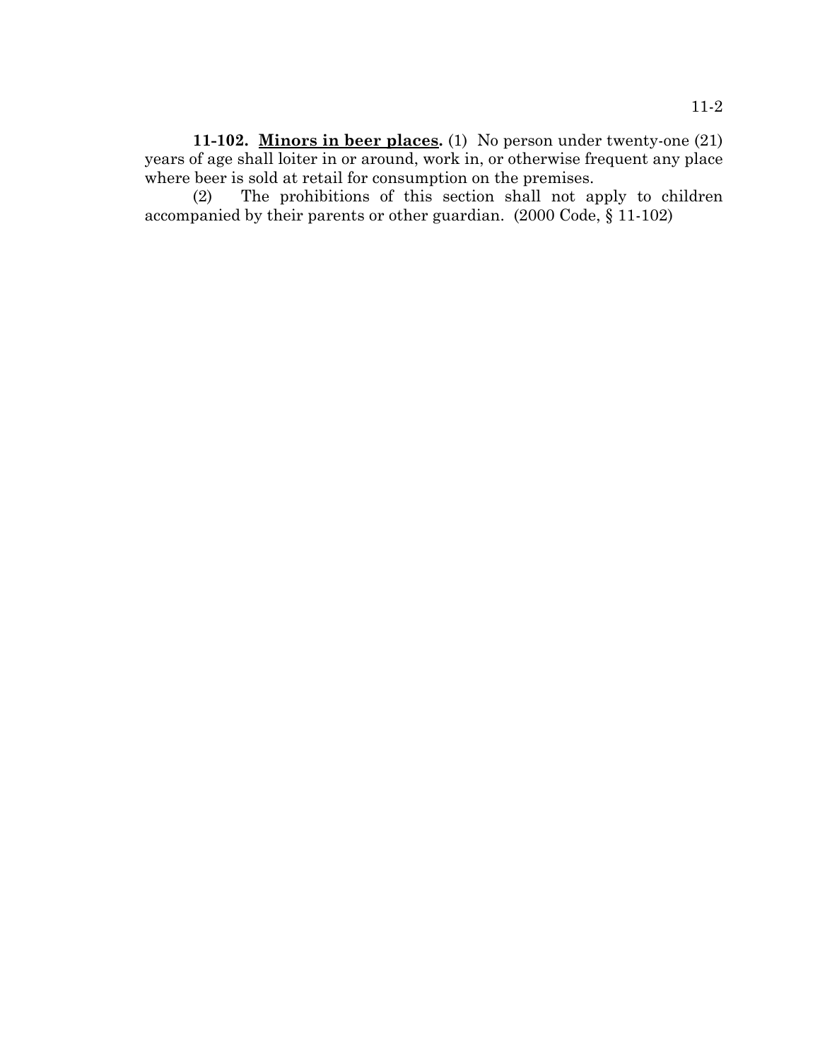**11-102. Minors in beer places.** (1) No person under twenty-one (21) years of age shall loiter in or around, work in, or otherwise frequent any place where beer is sold at retail for consumption on the premises.

(2) The prohibitions of this section shall not apply to children accompanied by their parents or other guardian. (2000 Code, § 11-102)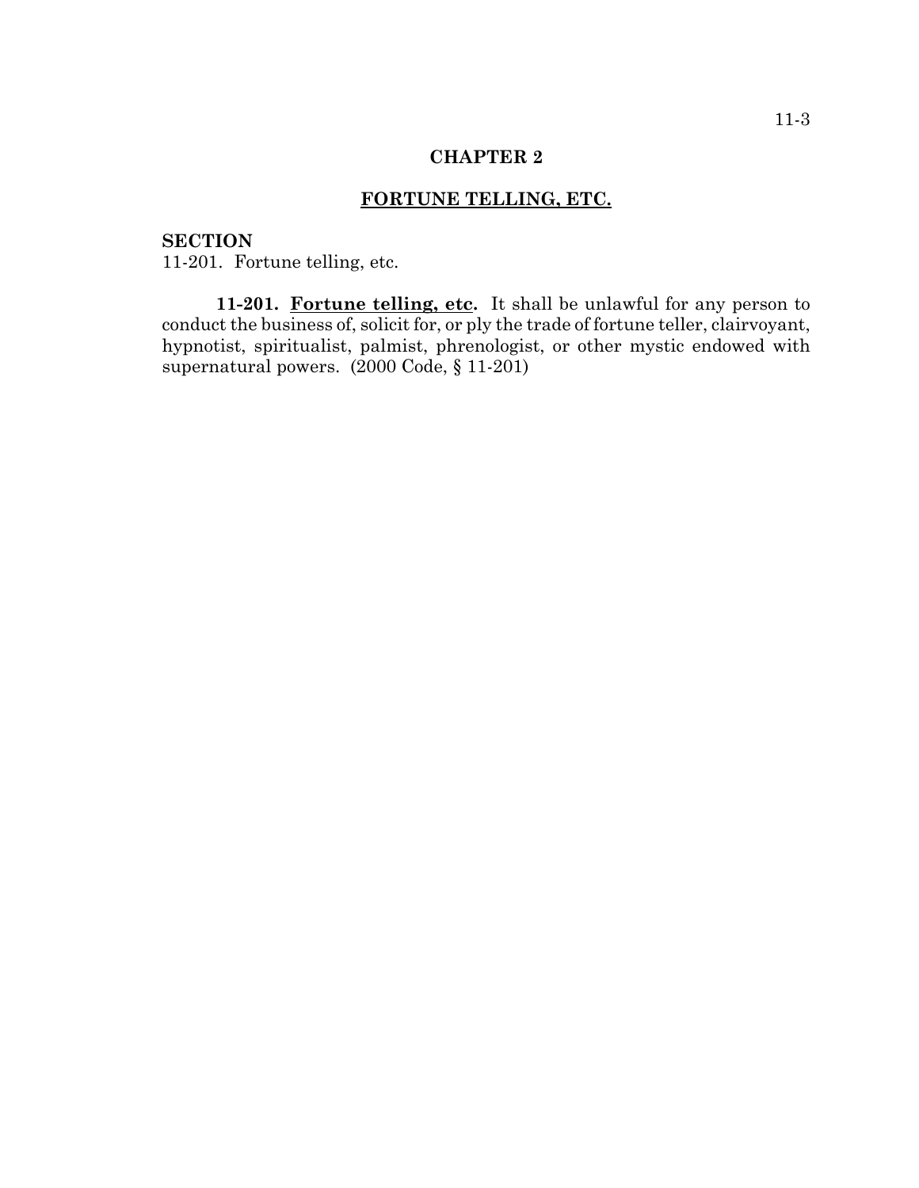# CHAPTER 2

## FORTUNE TELLING, ETC.

**SECTION**
11-201. Fortune telling, etc.

**11-201. Fortune telling, etc.** It shall be unlawful for any person to conduct the business of, solicit for, or ply the trade of fortune teller, clairvoyant, hypnotist, spiritualist, palmist, phrenologist, or other mystic endowed with supernatural powers. (2000 Code, § 11-201)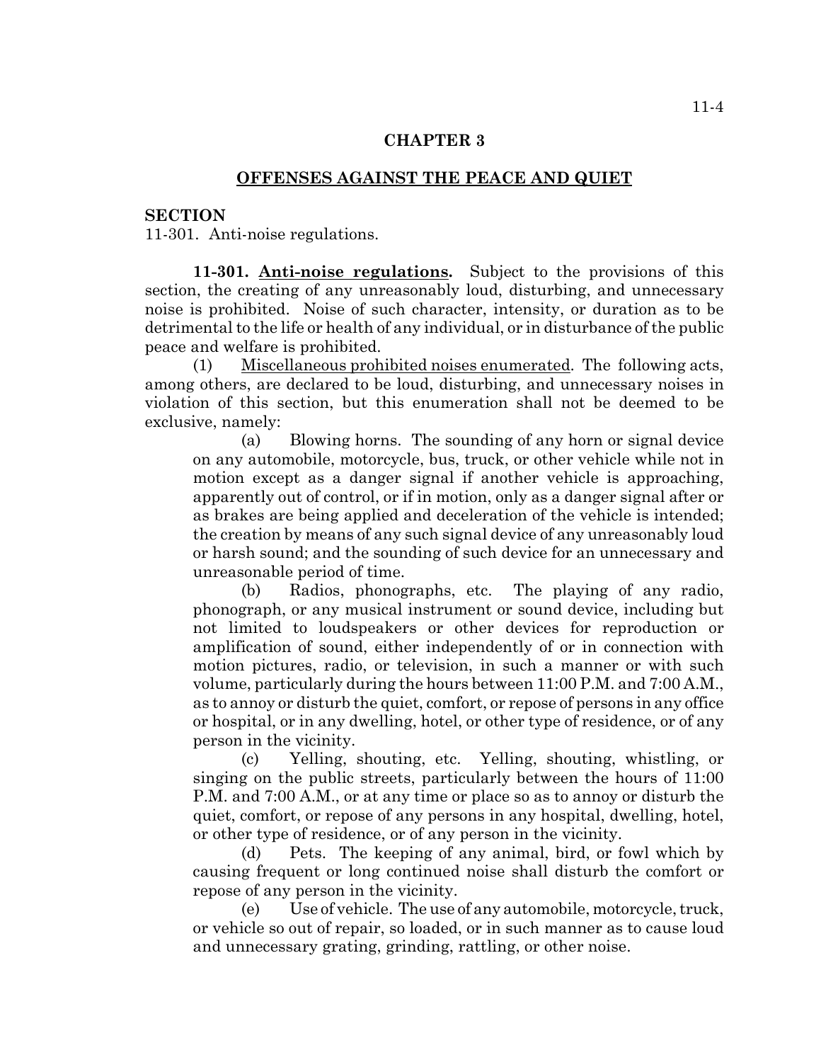# CHAPTER 3

## OFFENSES AGAINST THE PEACE AND QUIET

**SECTION**

11-301. Anti-noise regulations.

**11-301. Anti-noise regulations.** Subject to the provisions of this section, the creating of any unreasonably loud, disturbing, and unnecessary noise is prohibited. Noise of such character, intensity, or duration as to be detrimental to the life or health of any individual, or in disturbance of the public peace and welfare is prohibited.

(1) Miscellaneous prohibited noises enumerated. The following acts, among others, are declared to be loud, disturbing, and unnecessary noises in violation of this section, but this enumeration shall not be deemed to be exclusive, namely:

(a) Blowing horns. The sounding of any horn or signal device on any automobile, motorcycle, bus, truck, or other vehicle while not in motion except as a danger signal if another vehicle is approaching, apparently out of control, or if in motion, only as a danger signal after or as brakes are being applied and deceleration of the vehicle is intended; the creation by means of any such signal device of any unreasonably loud or harsh sound; and the sounding of such device for an unnecessary and unreasonable period of time.

(b) Radios, phonographs, etc. The playing of any radio, phonograph, or any musical instrument or sound device, including but not limited to loudspeakers or other devices for reproduction or amplification of sound, either independently of or in connection with motion pictures, radio, or television, in such a manner or with such volume, particularly during the hours between 11:00 P.M. and 7:00 A.M., as to annoy or disturb the quiet, comfort, or repose of persons in any office or hospital, or in any dwelling, hotel, or other type of residence, or of any person in the vicinity.

(c) Yelling, shouting, etc. Yelling, shouting, whistling, or singing on the public streets, particularly between the hours of 11:00 P.M. and 7:00 A.M., or at any time or place so as to annoy or disturb the quiet, comfort, or repose of any persons in any hospital, dwelling, hotel, or other type of residence, or of any person in the vicinity.

(d) Pets. The keeping of any animal, bird, or fowl which by causing frequent or long continued noise shall disturb the comfort or repose of any person in the vicinity.

(e) Use of vehicle. The use of any automobile, motorcycle, truck, or vehicle so out of repair, so loaded, or in such manner as to cause loud and unnecessary grating, grinding, rattling, or other noise.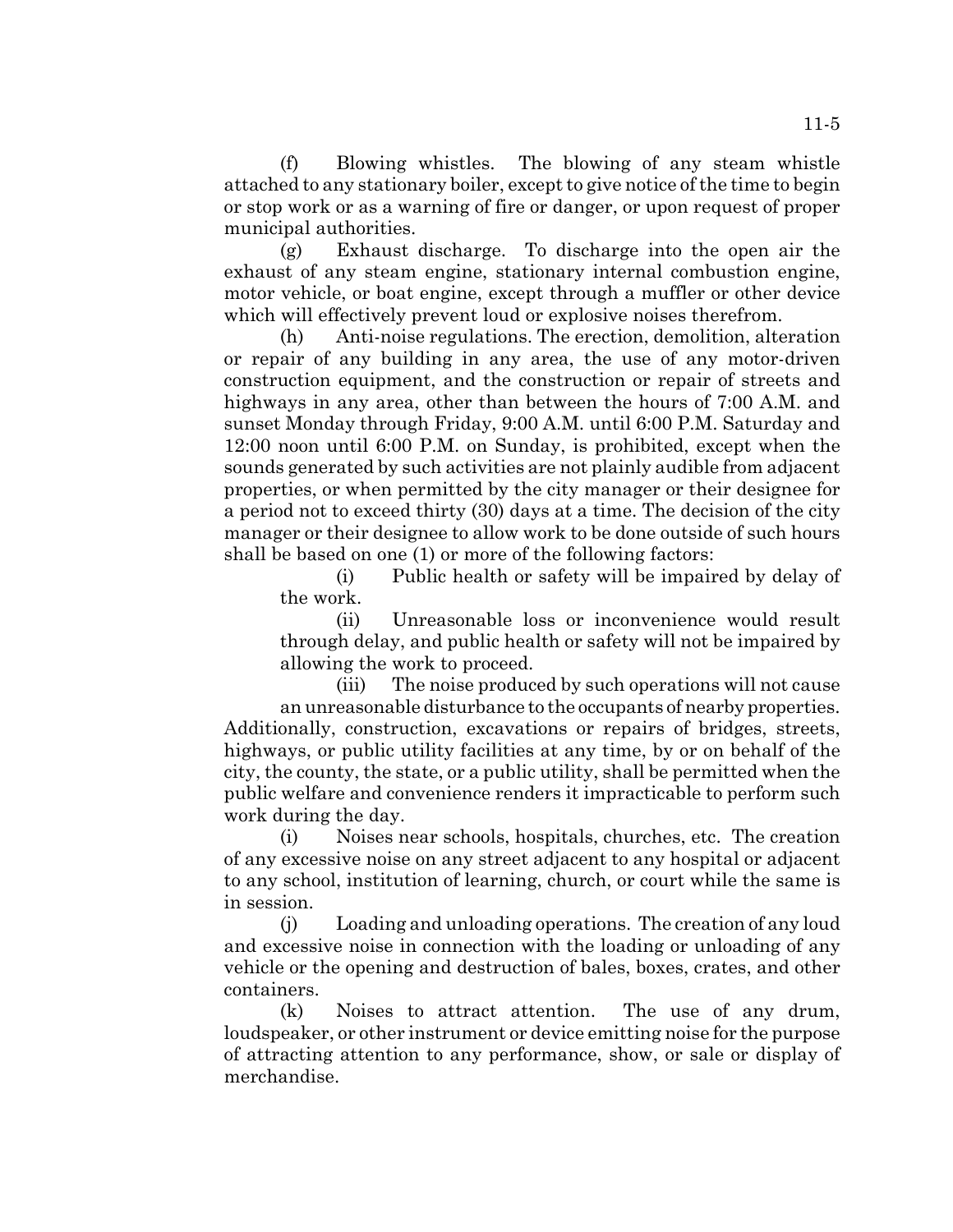(f) Blowing whistles. The blowing of any steam whistle attached to any stationary boiler, except to give notice of the time to begin or stop work or as a warning of fire or danger, or upon request of proper municipal authorities.

(g) Exhaust discharge. To discharge into the open air the exhaust of any steam engine, stationary internal combustion engine, motor vehicle, or boat engine, except through a muffler or other device which will effectively prevent loud or explosive noises therefrom.

(h) Anti-noise regulations. The erection, demolition, alteration or repair of any building in any area, the use of any motor-driven construction equipment, and the construction or repair of streets and highways in any area, other than between the hours of 7:00 A.M. and sunset Monday through Friday, 9:00 A.M. until 6:00 P.M. Saturday and 12:00 noon until 6:00 P.M. on Sunday, is prohibited, except when the sounds generated by such activities are not plainly audible from adjacent properties, or when permitted by the city manager or their designee for a period not to exceed thirty (30) days at a time. The decision of the city manager or their designee to allow work to be done outside of such hours shall be based on one (1) or more of the following factors:

(i) Public health or safety will be impaired by delay of the work.

(ii) Unreasonable loss or inconvenience would result through delay, and public health or safety will not be impaired by allowing the work to proceed.

(iii) The noise produced by such operations will not cause an unreasonable disturbance to the occupants of nearby properties.

Additionally, construction, excavations or repairs of bridges, streets, highways, or public utility facilities at any time, by or on behalf of the city, the county, the state, or a public utility, shall be permitted when the public welfare and convenience renders it impracticable to perform such work during the day.

(i) Noises near schools, hospitals, churches, etc. The creation of any excessive noise on any street adjacent to any hospital or adjacent to any school, institution of learning, church, or court while the same is in session.

(j) Loading and unloading operations. The creation of any loud and excessive noise in connection with the loading or unloading of any vehicle or the opening and destruction of bales, boxes, crates, and other containers.

(k) Noises to attract attention. The use of any drum, loudspeaker, or other instrument or device emitting noise for the purpose of attracting attention to any performance, show, or sale or display of merchandise.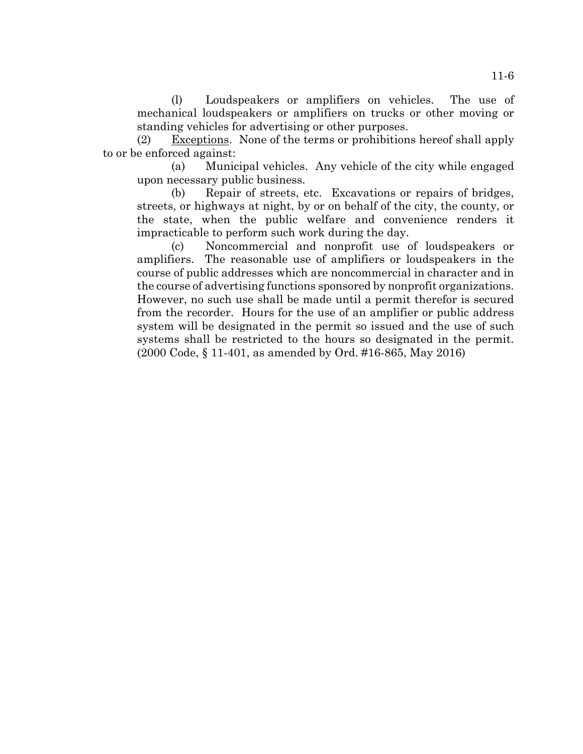(l) Loudspeakers or amplifiers on vehicles. The use of mechanical loudspeakers or amplifiers on trucks or other moving or standing vehicles for advertising or other purposes.

(2) Exceptions. None of the terms or prohibitions hereof shall apply to or be enforced against:

(a) Municipal vehicles. Any vehicle of the city while engaged upon necessary public business.

(b) Repair of streets, etc. Excavations or repairs of bridges, streets, or highways at night, by or on behalf of the city, the county, or the state, when the public welfare and convenience renders it impracticable to perform such work during the day.

(c) Noncommercial and nonprofit use of loudspeakers or amplifiers. The reasonable use of amplifiers or loudspeakers in the course of public addresses which are noncommercial in character and in the course of advertising functions sponsored by nonprofit organizations. However, no such use shall be made until a permit therefor is secured from the recorder. Hours for the use of an amplifier or public address system will be designated in the permit so issued and the use of such systems shall be restricted to the hours so designated in the permit. (2000 Code, § 11-401, as amended by Ord. #16-865, May 2016)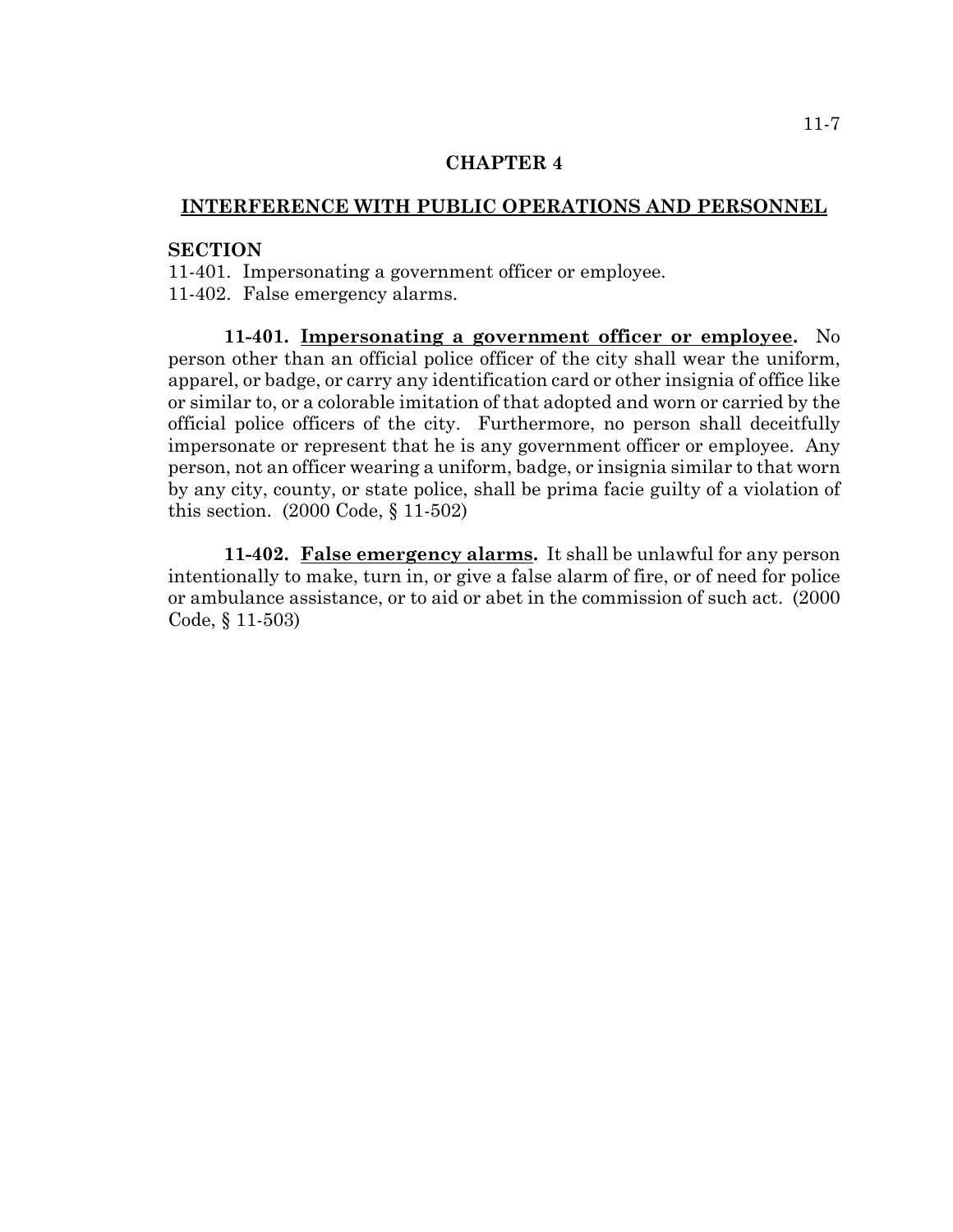# CHAPTER 4

## INTERFERENCE WITH PUBLIC OPERATIONS AND PERSONNEL

**SECTION**

11-401. Impersonating a government officer or employee.
11-402. False emergency alarms.

**11-401. Impersonating a government officer or employee.** No person other than an official police officer of the city shall wear the uniform, apparel, or badge, or carry any identification card or other insignia of office like or similar to, or a colorable imitation of that adopted and worn or carried by the official police officers of the city. Furthermore, no person shall deceitfully impersonate or represent that he is any government officer or employee. Any person, not an officer wearing a uniform, badge, or insignia similar to that worn by any city, county, or state police, shall be prima facie guilty of a violation of this section. (2000 Code, § 11-502)

**11-402. False emergency alarms.** It shall be unlawful for any person intentionally to make, turn in, or give a false alarm of fire, or of need for police or ambulance assistance, or to aid or abet in the commission of such act. (2000 Code, § 11-503)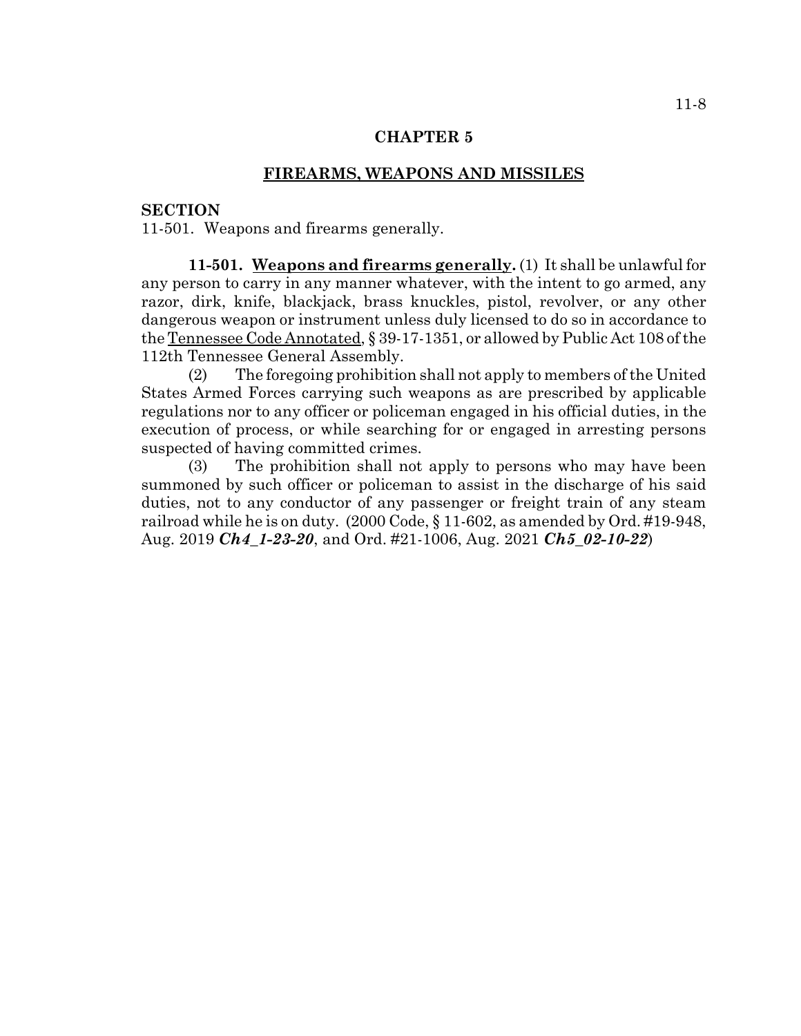# CHAPTER 5

## FIREARMS, WEAPONS AND MISSILES

**SECTION**

11-501. Weapons and firearms generally.

**11-501. Weapons and firearms generally.** (1) It shall be unlawful for any person to carry in any manner whatever, with the intent to go armed, any razor, dirk, knife, blackjack, brass knuckles, pistol, revolver, or any other dangerous weapon or instrument unless duly licensed to do so in accordance to the Tennessee Code Annotated, § 39-17-1351, or allowed by Public Act 108 of the 112th Tennessee General Assembly.

(2) The foregoing prohibition shall not apply to members of the United States Armed Forces carrying such weapons as are prescribed by applicable regulations nor to any officer or policeman engaged in his official duties, in the execution of process, or while searching for or engaged in arresting persons suspected of having committed crimes.

(3) The prohibition shall not apply to persons who may have been summoned by such officer or policeman to assist in the discharge of his said duties, not to any conductor of any passenger or freight train of any steam railroad while he is on duty. (2000 Code, § 11-602, as amended by Ord. #19-948, Aug. 2019 ***Ch4_1-23-20***, and Ord. #21-1006, Aug. 2021 ***Ch5_02-10-22***)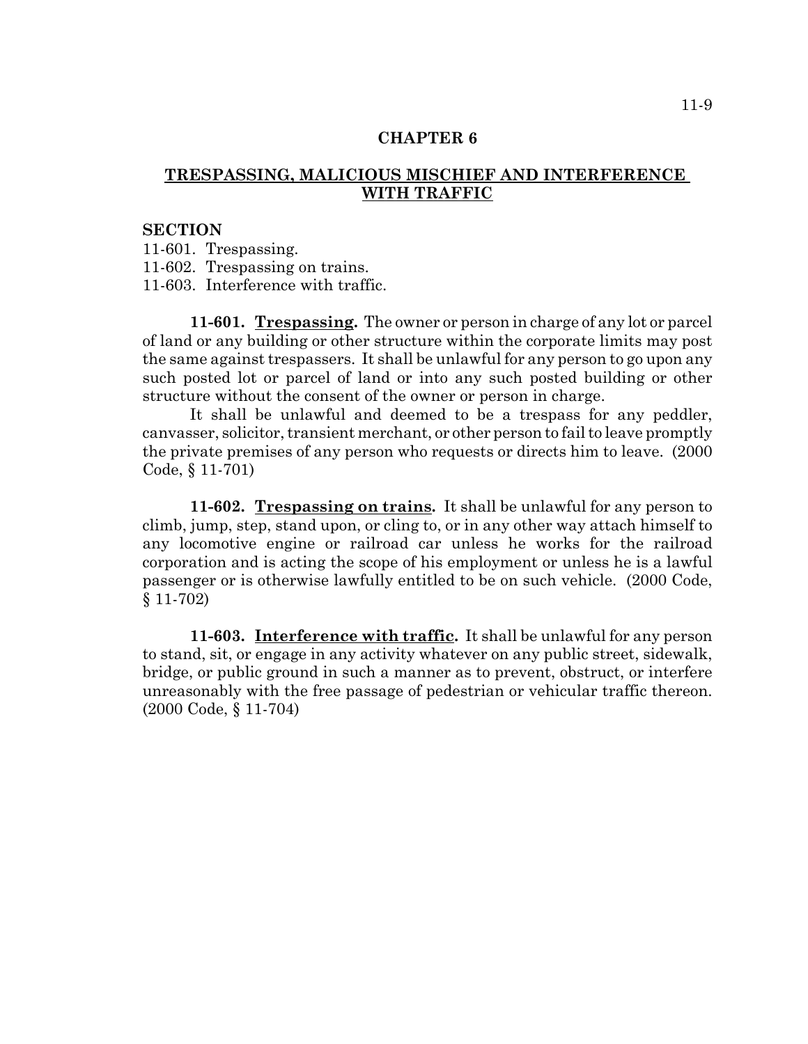# CHAPTER 6

## TRESPASSING, MALICIOUS MISCHIEF AND INTERFERENCE WITH TRAFFIC

**SECTION**

11-601. Trespassing.
11-602. Trespassing on trains.
11-603. Interference with traffic.

**11-601. Trespassing.** The owner or person in charge of any lot or parcel of land or any building or other structure within the corporate limits may post the same against trespassers. It shall be unlawful for any person to go upon any such posted lot or parcel of land or into any such posted building or other structure without the consent of the owner or person in charge.

It shall be unlawful and deemed to be a trespass for any peddler, canvasser, solicitor, transient merchant, or other person to fail to leave promptly the private premises of any person who requests or directs him to leave. (2000 Code, § 11-701)

**11-602. Trespassing on trains.** It shall be unlawful for any person to climb, jump, step, stand upon, or cling to, or in any other way attach himself to any locomotive engine or railroad car unless he works for the railroad corporation and is acting the scope of his employment or unless he is a lawful passenger or is otherwise lawfully entitled to be on such vehicle. (2000 Code, § 11-702)

**11-603. Interference with traffic.** It shall be unlawful for any person to stand, sit, or engage in any activity whatever on any public street, sidewalk, bridge, or public ground in such a manner as to prevent, obstruct, or interfere unreasonably with the free passage of pedestrian or vehicular traffic thereon. (2000 Code, § 11-704)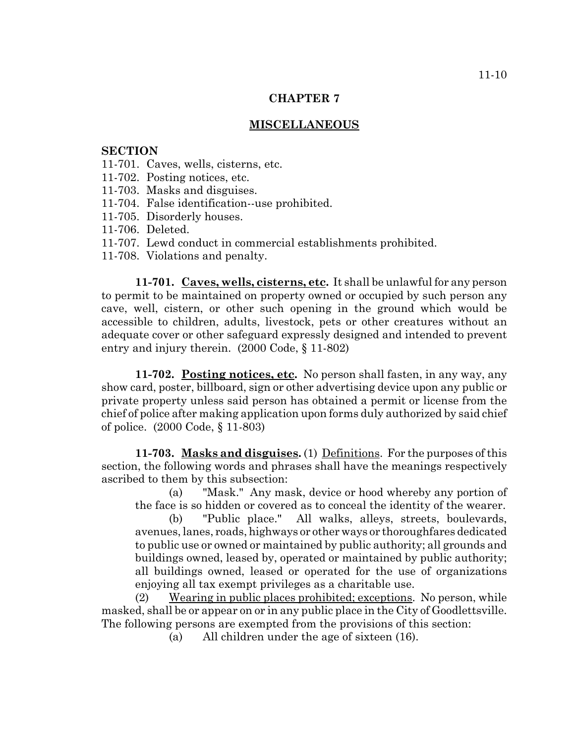## CHAPTER 7

## MISCELLANEOUS

**SECTION**

11-701. Caves, wells, cisterns, etc.
11-702. Posting notices, etc.
11-703. Masks and disguises.
11-704. False identification--use prohibited.
11-705. Disorderly houses.
11-706. Deleted.
11-707. Lewd conduct in commercial establishments prohibited.
11-708. Violations and penalty.

**11-701. Caves, wells, cisterns, etc.** It shall be unlawful for any person to permit to be maintained on property owned or occupied by such person any cave, well, cistern, or other such opening in the ground which would be accessible to children, adults, livestock, pets or other creatures without an adequate cover or other safeguard expressly designed and intended to prevent entry and injury therein. (2000 Code, § 11-802)

**11-702. Posting notices, etc.** No person shall fasten, in any way, any show card, poster, billboard, sign or other advertising device upon any public or private property unless said person has obtained a permit or license from the chief of police after making application upon forms duly authorized by said chief of police. (2000 Code, § 11-803)

**11-703. Masks and disguises.** (1) Definitions. For the purposes of this section, the following words and phrases shall have the meanings respectively ascribed to them by this subsection:

(a) "Mask." Any mask, device or hood whereby any portion of the face is so hidden or covered as to conceal the identity of the wearer.

(b) "Public place." All walks, alleys, streets, boulevards, avenues, lanes, roads, highways or other ways or thoroughfares dedicated to public use or owned or maintained by public authority; all grounds and buildings owned, leased by, operated or maintained by public authority; all buildings owned, leased or operated for the use of organizations enjoying all tax exempt privileges as a charitable use.

(2) Wearing in public places prohibited; exceptions. No person, while masked, shall be or appear on or in any public place in the City of Goodlettsville. The following persons are exempted from the provisions of this section:

(a) All children under the age of sixteen (16).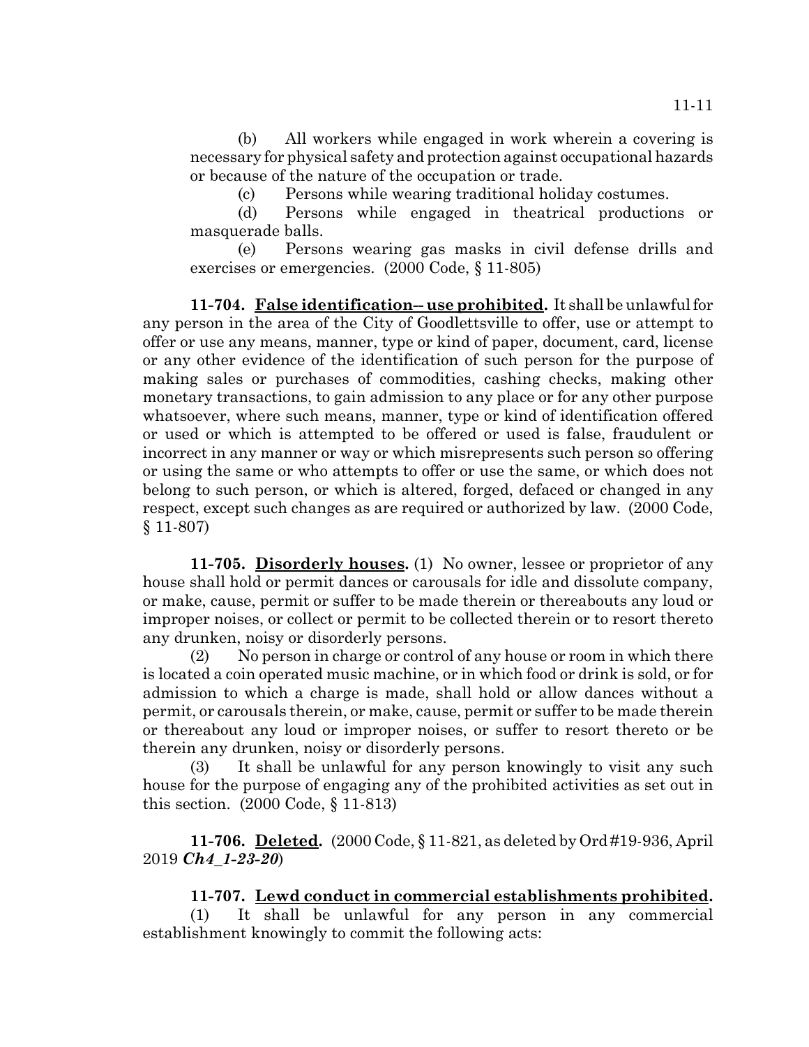(b) All workers while engaged in work wherein a covering is necessary for physical safety and protection against occupational hazards or because of the nature of the occupation or trade.

(c) Persons while wearing traditional holiday costumes.

(d) Persons while engaged in theatrical productions or masquerade balls.

(e) Persons wearing gas masks in civil defense drills and exercises or emergencies. (2000 Code, § 11-805)

**11-704. False identification-- use prohibited.** It shall be unlawful for any person in the area of the City of Goodlettsville to offer, use or attempt to offer or use any means, manner, type or kind of paper, document, card, license or any other evidence of the identification of such person for the purpose of making sales or purchases of commodities, cashing checks, making other monetary transactions, to gain admission to any place or for any other purpose whatsoever, where such means, manner, type or kind of identification offered or used or which is attempted to be offered or used is false, fraudulent or incorrect in any manner or way or which misrepresents such person so offering or using the same or who attempts to offer or use the same, or which does not belong to such person, or which is altered, forged, defaced or changed in any respect, except such changes as are required or authorized by law. (2000 Code, § 11-807)

**11-705. Disorderly houses.** (1) No owner, lessee or proprietor of any house shall hold or permit dances or carousals for idle and dissolute company, or make, cause, permit or suffer to be made therein or thereabouts any loud or improper noises, or collect or permit to be collected therein or to resort thereto any drunken, noisy or disorderly persons.

(2) No person in charge or control of any house or room in which there is located a coin operated music machine, or in which food or drink is sold, or for admission to which a charge is made, shall hold or allow dances without a permit, or carousals therein, or make, cause, permit or suffer to be made therein or thereabout any loud or improper noises, or suffer to resort thereto or be therein any drunken, noisy or disorderly persons.

(3) It shall be unlawful for any person knowingly to visit any such house for the purpose of engaging any of the prohibited activities as set out in this section. (2000 Code, § 11-813)

**11-706. Deleted.** (2000 Code, § 11-821, as deleted by Ord #19-936, April 2019 ***Ch4_1-23-20***)

**11-707. Lewd conduct in commercial establishments prohibited.**

(1) It shall be unlawful for any person in any commercial establishment knowingly to commit the following acts: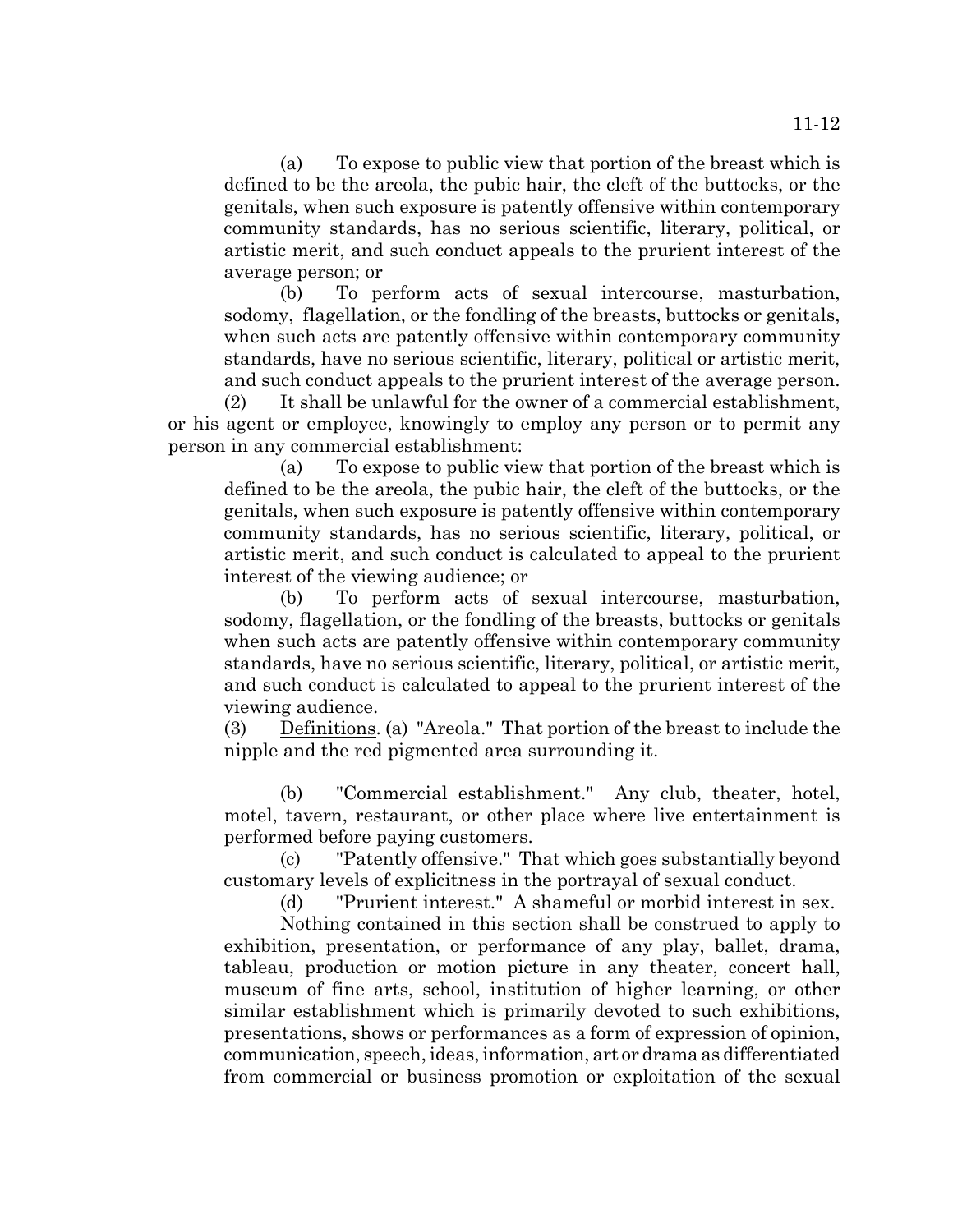(a) To expose to public view that portion of the breast which is defined to be the areola, the pubic hair, the cleft of the buttocks, or the genitals, when such exposure is patently offensive within contemporary community standards, has no serious scientific, literary, political, or artistic merit, and such conduct appeals to the prurient interest of the average person; or

(b) To perform acts of sexual intercourse, masturbation, sodomy, flagellation, or the fondling of the breasts, buttocks or genitals, when such acts are patently offensive within contemporary community standards, have no serious scientific, literary, political or artistic merit, and such conduct appeals to the prurient interest of the average person.

(2) It shall be unlawful for the owner of a commercial establishment, or his agent or employee, knowingly to employ any person or to permit any person in any commercial establishment:

(a) To expose to public view that portion of the breast which is defined to be the areola, the pubic hair, the cleft of the buttocks, or the genitals, when such exposure is patently offensive within contemporary community standards, has no serious scientific, literary, political, or artistic merit, and such conduct is calculated to appeal to the prurient interest of the viewing audience; or

(b) To perform acts of sexual intercourse, masturbation, sodomy, flagellation, or the fondling of the breasts, buttocks or genitals when such acts are patently offensive within contemporary community standards, have no serious scientific, literary, political, or artistic merit, and such conduct is calculated to appeal to the prurient interest of the viewing audience.

(3) Definitions. (a) "Areola." That portion of the breast to include the nipple and the red pigmented area surrounding it.

(b) "Commercial establishment." Any club, theater, hotel, motel, tavern, restaurant, or other place where live entertainment is performed before paying customers.

(c) "Patently offensive." That which goes substantially beyond customary levels of explicitness in the portrayal of sexual conduct.

(d) "Prurient interest." A shameful or morbid interest in sex.

Nothing contained in this section shall be construed to apply to exhibition, presentation, or performance of any play, ballet, drama, tableau, production or motion picture in any theater, concert hall, museum of fine arts, school, institution of higher learning, or other similar establishment which is primarily devoted to such exhibitions, presentations, shows or performances as a form of expression of opinion, communication, speech, ideas, information, art or drama as differentiated from commercial or business promotion or exploitation of the sexual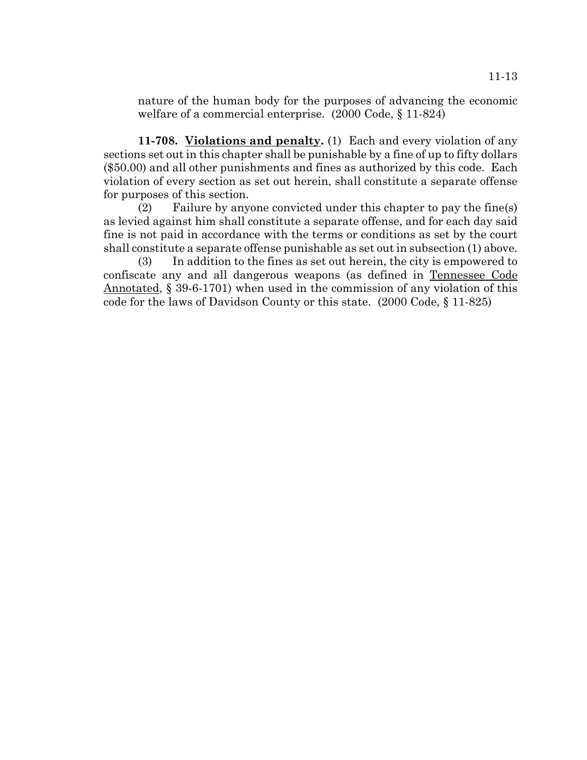nature of the human body for the purposes of advancing the economic welfare of a commercial enterprise. (2000 Code, § 11-824)

**11-708. Violations and penalty.** (1) Each and every violation of any sections set out in this chapter shall be punishable by a fine of up to fifty dollars ($50.00) and all other punishments and fines as authorized by this code. Each violation of every section as set out herein, shall constitute a separate offense for purposes of this section.

(2) Failure by anyone convicted under this chapter to pay the fine(s) as levied against him shall constitute a separate offense, and for each day said fine is not paid in accordance with the terms or conditions as set by the court shall constitute a separate offense punishable as set out in subsection (1) above.

(3) In addition to the fines as set out herein, the city is empowered to confiscate any and all dangerous weapons (as defined in Tennessee Code Annotated, § 39-6-1701) when used in the commission of any violation of this code for the laws of Davidson County or this state. (2000 Code, § 11-825)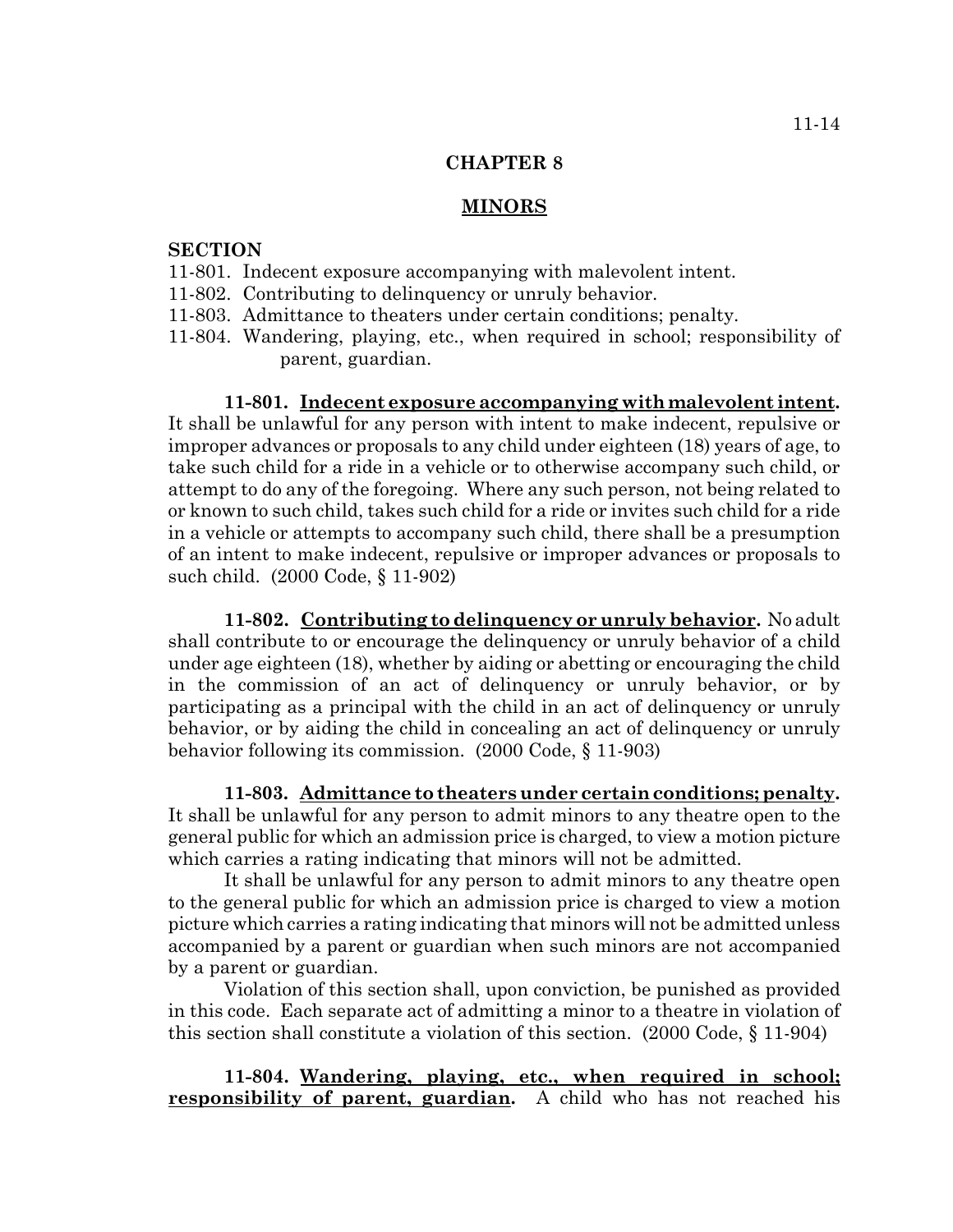# CHAPTER 8

## MINORS

**SECTION**

11-801. Indecent exposure accompanying with malevolent intent.
11-802. Contributing to delinquency or unruly behavior.
11-803. Admittance to theaters under certain conditions; penalty.
11-804. Wandering, playing, etc., when required in school; responsibility of parent, guardian.

**11-801. Indecent exposure accompanying with malevolent intent.** It shall be unlawful for any person with intent to make indecent, repulsive or improper advances or proposals to any child under eighteen (18) years of age, to take such child for a ride in a vehicle or to otherwise accompany such child, or attempt to do any of the foregoing. Where any such person, not being related to or known to such child, takes such child for a ride or invites such child for a ride in a vehicle or attempts to accompany such child, there shall be a presumption of an intent to make indecent, repulsive or improper advances or proposals to such child. (2000 Code, § 11-902)

**11-802. Contributing to delinquency or unruly behavior.** No adult shall contribute to or encourage the delinquency or unruly behavior of a child under age eighteen (18), whether by aiding or abetting or encouraging the child in the commission of an act of delinquency or unruly behavior, or by participating as a principal with the child in an act of delinquency or unruly behavior, or by aiding the child in concealing an act of delinquency or unruly behavior following its commission. (2000 Code, § 11-903)

**11-803. Admittance to theaters under certain conditions; penalty.** It shall be unlawful for any person to admit minors to any theatre open to the general public for which an admission price is charged, to view a motion picture which carries a rating indicating that minors will not be admitted.

It shall be unlawful for any person to admit minors to any theatre open to the general public for which an admission price is charged to view a motion picture which carries a rating indicating that minors will not be admitted unless accompanied by a parent or guardian when such minors are not accompanied by a parent or guardian.

Violation of this section shall, upon conviction, be punished as provided in this code. Each separate act of admitting a minor to a theatre in violation of this section shall constitute a violation of this section. (2000 Code, § 11-904)

**11-804. Wandering, playing, etc., when required in school; responsibility of parent, guardian.** A child who has not reached his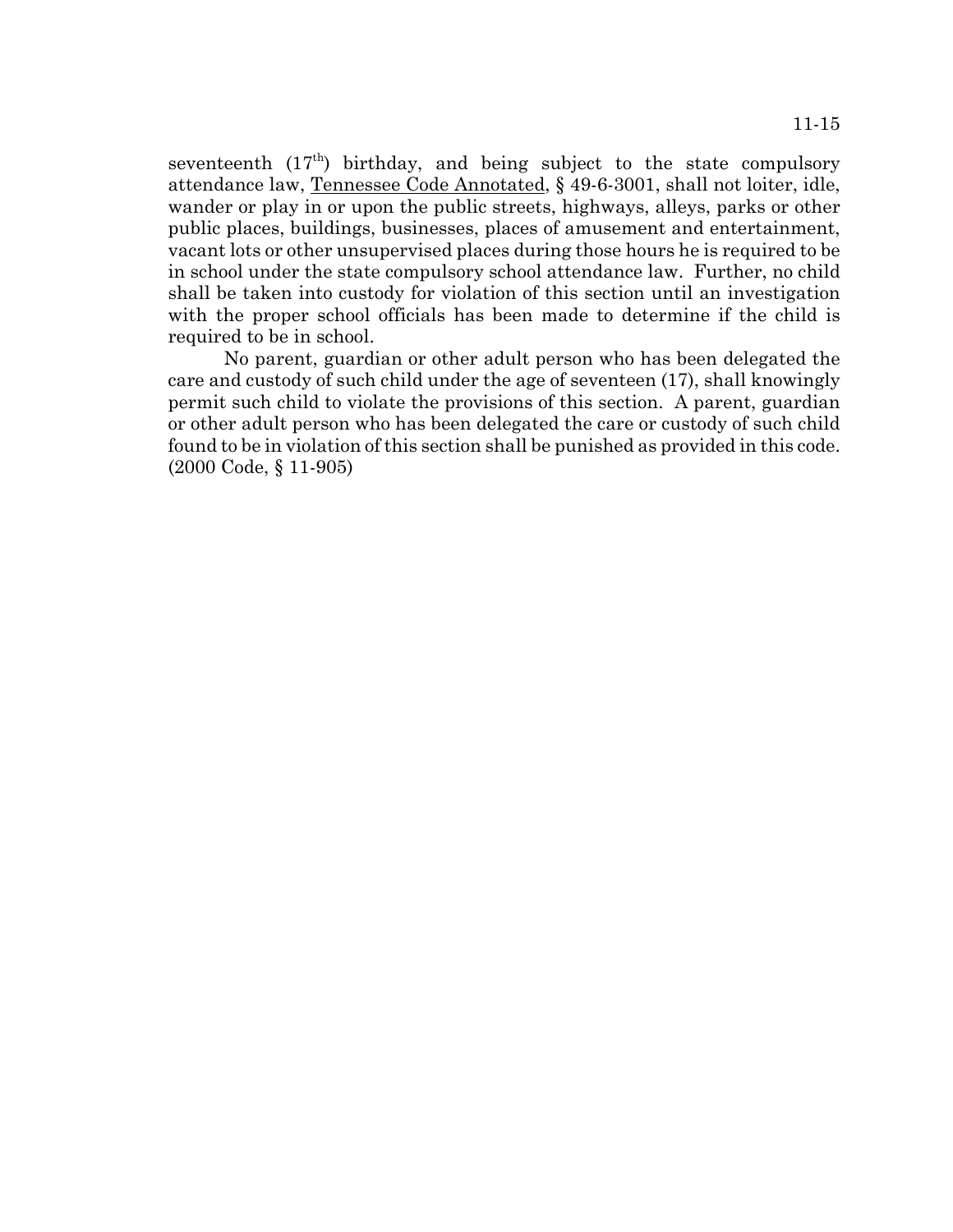seventeenth ($17^{th}$) birthday, and being subject to the state compulsory attendance law, Tennessee Code Annotated, § 49-6-3001, shall not loiter, idle, wander or play in or upon the public streets, highways, alleys, parks or other public places, buildings, businesses, places of amusement and entertainment, vacant lots or other unsupervised places during those hours he is required to be in school under the state compulsory school attendance law. Further, no child shall be taken into custody for violation of this section until an investigation with the proper school officials has been made to determine if the child is required to be in school.

No parent, guardian or other adult person who has been delegated the care and custody of such child under the age of seventeen (17), shall knowingly permit such child to violate the provisions of this section. A parent, guardian or other adult person who has been delegated the care or custody of such child found to be in violation of this section shall be punished as provided in this code. (2000 Code, § 11-905)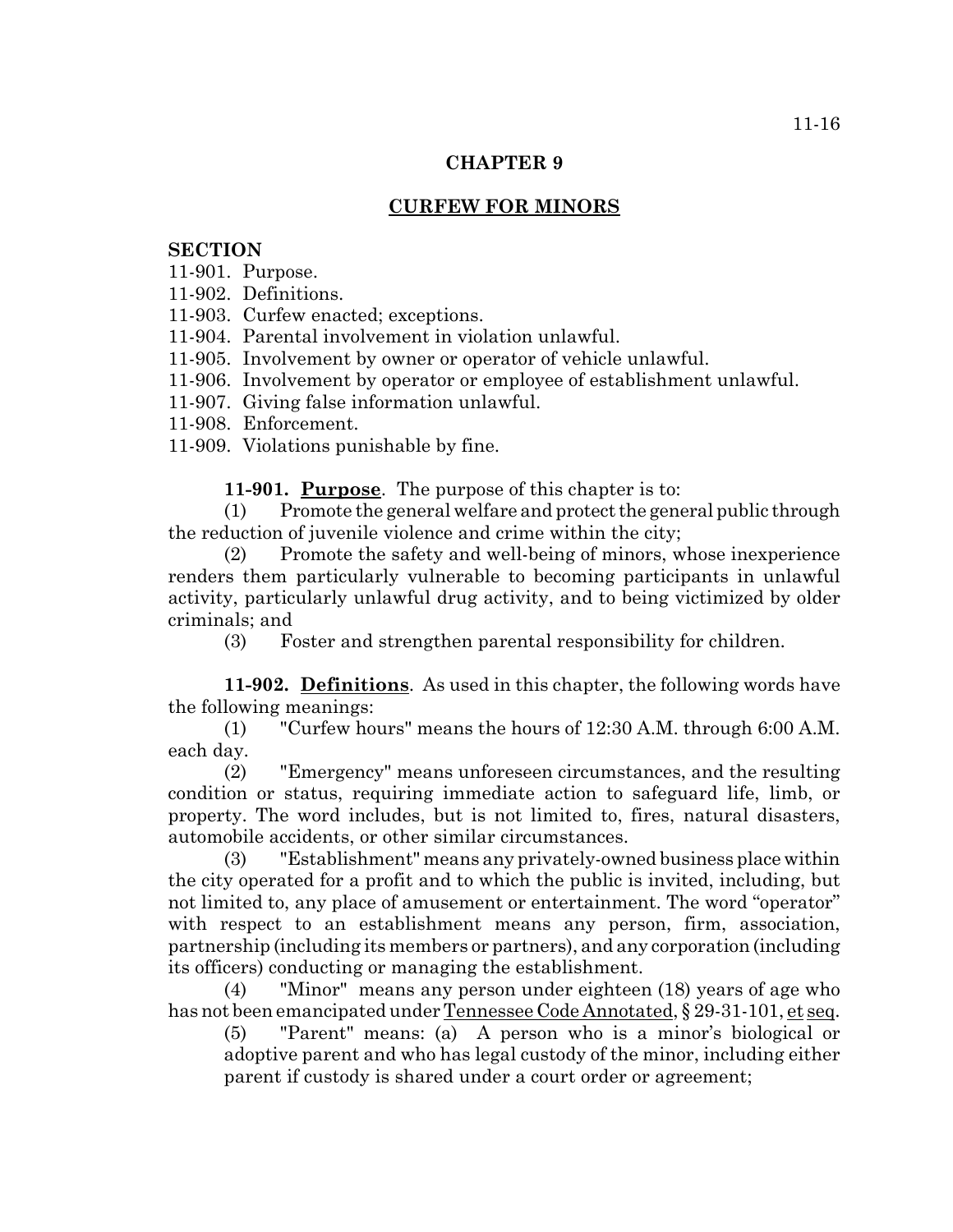## CHAPTER 9

## CURFEW FOR MINORS

**SECTION**

11-901. Purpose.
11-902. Definitions.
11-903. Curfew enacted; exceptions.
11-904. Parental involvement in violation unlawful.
11-905. Involvement by owner or operator of vehicle unlawful.
11-906. Involvement by operator or employee of establishment unlawful.
11-907. Giving false information unlawful.
11-908. Enforcement.
11-909. Violations punishable by fine.

**11-901. Purpose**. The purpose of this chapter is to:

(1) Promote the general welfare and protect the general public through the reduction of juvenile violence and crime within the city;

(2) Promote the safety and well-being of minors, whose inexperience renders them particularly vulnerable to becoming participants in unlawful activity, particularly unlawful drug activity, and to being victimized by older criminals; and

(3) Foster and strengthen parental responsibility for children.

**11-902. Definitions**. As used in this chapter, the following words have the following meanings:

(1) "Curfew hours" means the hours of 12:30 A.M. through 6:00 A.M. each day.

(2) "Emergency" means unforeseen circumstances, and the resulting condition or status, requiring immediate action to safeguard life, limb, or property. The word includes, but is not limited to, fires, natural disasters, automobile accidents, or other similar circumstances.

(3) "Establishment" means any privately-owned business place within the city operated for a profit and to which the public is invited, including, but not limited to, any place of amusement or entertainment. The word "operator" with respect to an establishment means any person, firm, association, partnership (including its members or partners), and any corporation (including its officers) conducting or managing the establishment.

(4) "Minor" means any person under eighteen (18) years of age who has not been emancipated under Tennessee Code Annotated, § 29-31-101, et seq.

(5) "Parent" means: (a) A person who is a minor's biological or adoptive parent and who has legal custody of the minor, including either parent if custody is shared under a court order or agreement;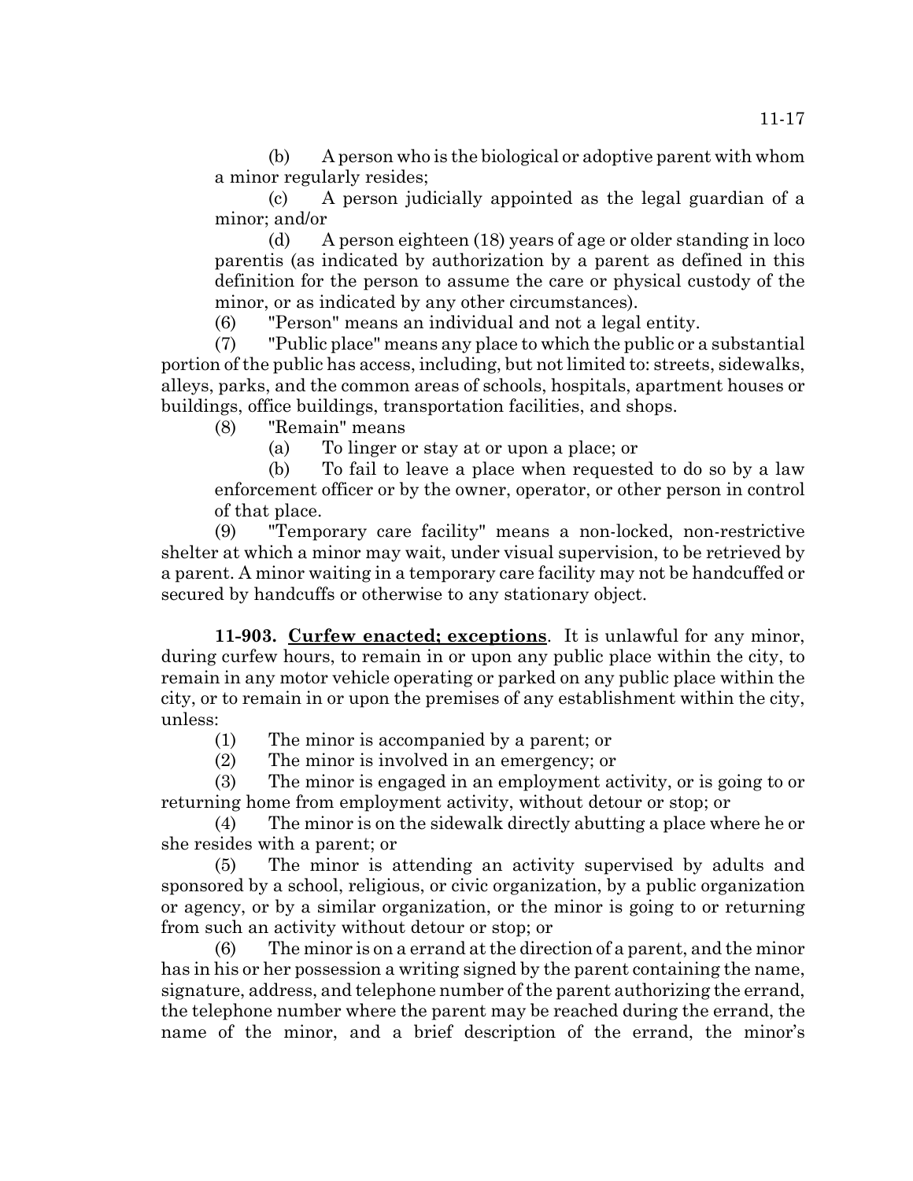(b) A person who is the biological or adoptive parent with whom a minor regularly resides;

(c) A person judicially appointed as the legal guardian of a minor; and/or

(d) A person eighteen (18) years of age or older standing in loco parentis (as indicated by authorization by a parent as defined in this definition for the person to assume the care or physical custody of the minor, or as indicated by any other circumstances).

(6) "Person" means an individual and not a legal entity.

(7) "Public place" means any place to which the public or a substantial portion of the public has access, including, but not limited to: streets, sidewalks, alleys, parks, and the common areas of schools, hospitals, apartment houses or buildings, office buildings, transportation facilities, and shops.

(8) "Remain" means

(a) To linger or stay at or upon a place; or

(b) To fail to leave a place when requested to do so by a law enforcement officer or by the owner, operator, or other person in control of that place.

(9) "Temporary care facility" means a non-locked, non-restrictive shelter at which a minor may wait, under visual supervision, to be retrieved by a parent. A minor waiting in a temporary care facility may not be handcuffed or secured by handcuffs or otherwise to any stationary object.

**11-903. Curfew enacted; exceptions**. It is unlawful for any minor, during curfew hours, to remain in or upon any public place within the city, to remain in any motor vehicle operating or parked on any public place within the city, or to remain in or upon the premises of any establishment within the city, unless:

(1) The minor is accompanied by a parent; or

(2) The minor is involved in an emergency; or

(3) The minor is engaged in an employment activity, or is going to or returning home from employment activity, without detour or stop; or

(4) The minor is on the sidewalk directly abutting a place where he or she resides with a parent; or

(5) The minor is attending an activity supervised by adults and sponsored by a school, religious, or civic organization, by a public organization or agency, or by a similar organization, or the minor is going to or returning from such an activity without detour or stop; or

(6) The minor is on a errand at the direction of a parent, and the minor has in his or her possession a writing signed by the parent containing the name, signature, address, and telephone number of the parent authorizing the errand, the telephone number where the parent may be reached during the errand, the name of the minor, and a brief description of the errand, the minor's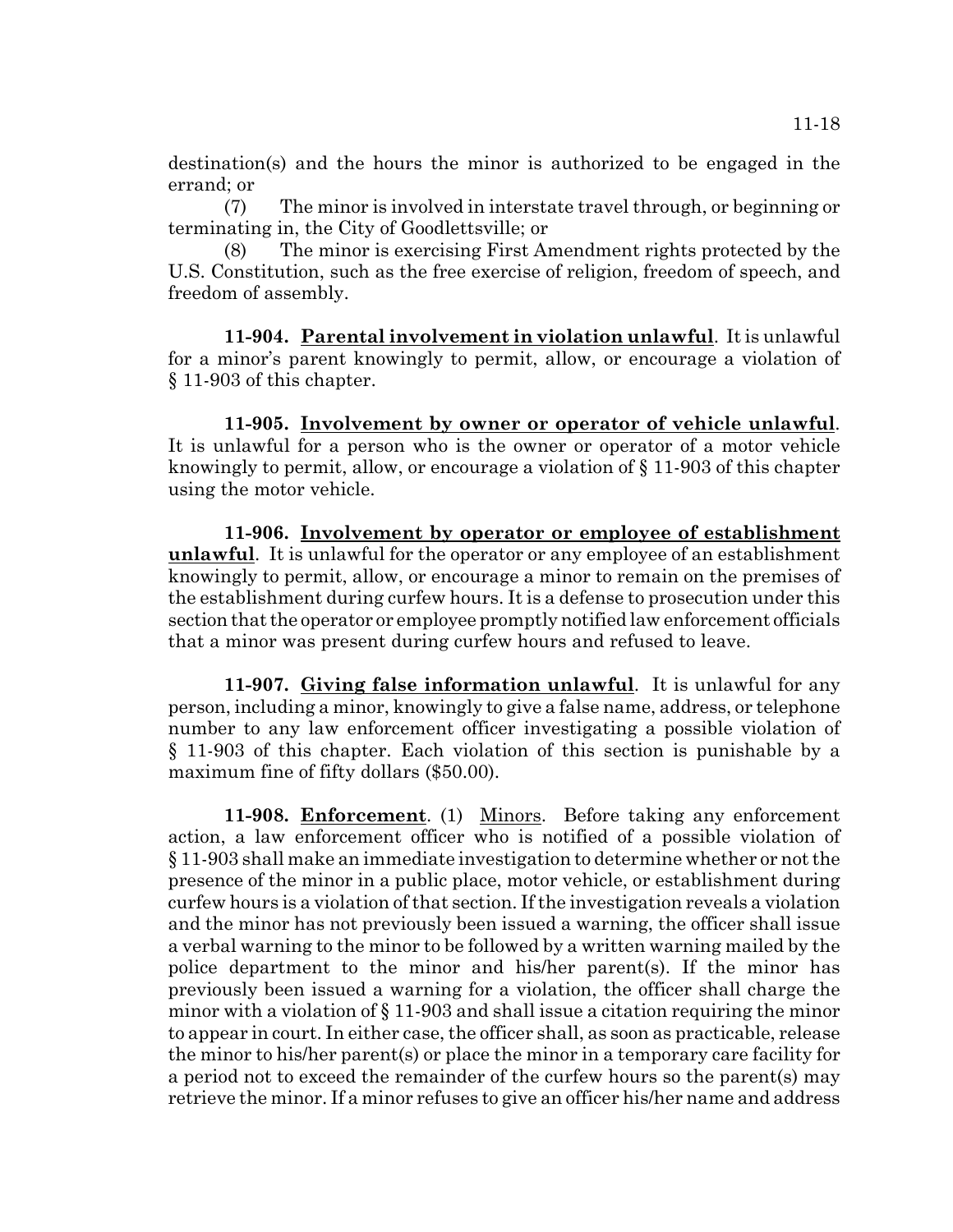destination(s) and the hours the minor is authorized to be engaged in the errand; or

(7) The minor is involved in interstate travel through, or beginning or terminating in, the City of Goodlettsville; or

(8) The minor is exercising First Amendment rights protected by the U.S. Constitution, such as the free exercise of religion, freedom of speech, and freedom of assembly.

**11-904. Parental involvement in violation unlawful**. It is unlawful for a minor's parent knowingly to permit, allow, or encourage a violation of § 11-903 of this chapter.

**11-905. Involvement by owner or operator of vehicle unlawful**. It is unlawful for a person who is the owner or operator of a motor vehicle knowingly to permit, allow, or encourage a violation of § 11-903 of this chapter using the motor vehicle.

**11-906. Involvement by operator or employee of establishment unlawful**. It is unlawful for the operator or any employee of an establishment knowingly to permit, allow, or encourage a minor to remain on the premises of the establishment during curfew hours. It is a defense to prosecution under this section that the operator or employee promptly notified law enforcement officials that a minor was present during curfew hours and refused to leave.

**11-907. Giving false information unlawful**. It is unlawful for any person, including a minor, knowingly to give a false name, address, or telephone number to any law enforcement officer investigating a possible violation of § 11-903 of this chapter. Each violation of this section is punishable by a maximum fine of fifty dollars ($50.00).

**11-908. Enforcement**. (1) Minors. Before taking any enforcement action, a law enforcement officer who is notified of a possible violation of § 11-903 shall make an immediate investigation to determine whether or not the presence of the minor in a public place, motor vehicle, or establishment during curfew hours is a violation of that section. If the investigation reveals a violation and the minor has not previously been issued a warning, the officer shall issue a verbal warning to the minor to be followed by a written warning mailed by the police department to the minor and his/her parent(s). If the minor has previously been issued a warning for a violation, the officer shall charge the minor with a violation of § 11-903 and shall issue a citation requiring the minor to appear in court. In either case, the officer shall, as soon as practicable, release the minor to his/her parent(s) or place the minor in a temporary care facility for a period not to exceed the remainder of the curfew hours so the parent(s) may retrieve the minor. If a minor refuses to give an officer his/her name and address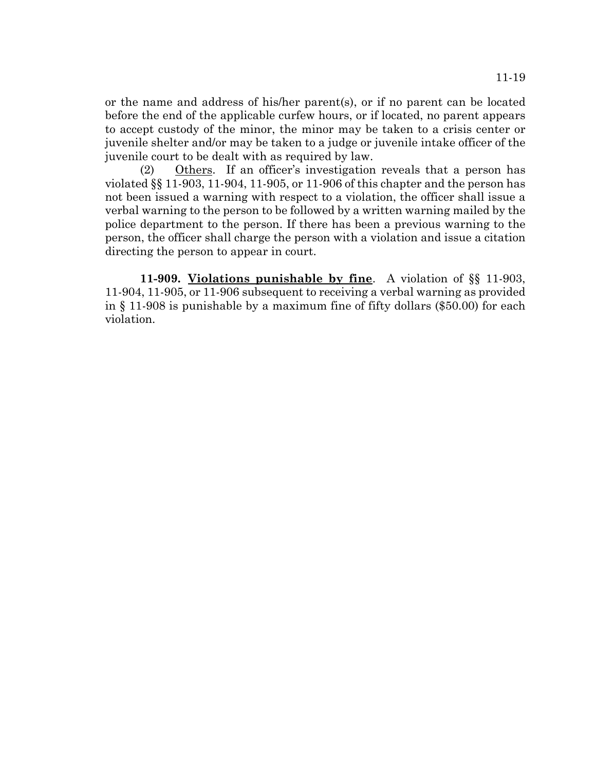or the name and address of his/her parent(s), or if no parent can be located before the end of the applicable curfew hours, or if located, no parent appears to accept custody of the minor, the minor may be taken to a crisis center or juvenile shelter and/or may be taken to a judge or juvenile intake officer of the juvenile court to be dealt with as required by law.

(2) Others. If an officer's investigation reveals that a person has violated §§ 11-903, 11-904, 11-905, or 11-906 of this chapter and the person has not been issued a warning with respect to a violation, the officer shall issue a verbal warning to the person to be followed by a written warning mailed by the police department to the person. If there has been a previous warning to the person, the officer shall charge the person with a violation and issue a citation directing the person to appear in court.

**11-909. Violations punishable by fine**. A violation of §§ 11-903, 11-904, 11-905, or 11-906 subsequent to receiving a verbal warning as provided in § 11-908 is punishable by a maximum fine of fifty dollars ($50.00) for each violation.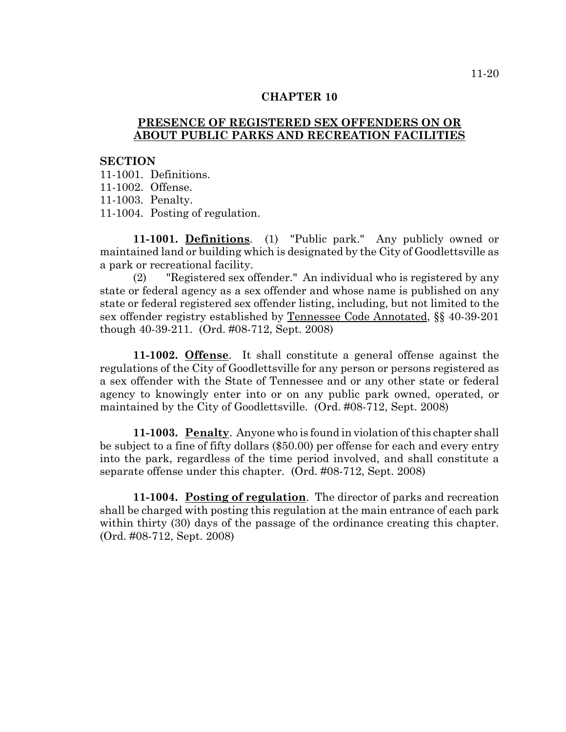# CHAPTER 10

## PRESENCE OF REGISTERED SEX OFFENDERS ON OR ABOUT PUBLIC PARKS AND RECREATION FACILITIES

**SECTION**

11-1001. Definitions.
11-1002. Offense.
11-1003. Penalty.
11-1004. Posting of regulation.

**11-1001. Definitions**. (1) "Public park." Any publicly owned or maintained land or building which is designated by the City of Goodlettsville as a park or recreational facility.

(2) "Registered sex offender." An individual who is registered by any state or federal agency as a sex offender and whose name is published on any state or federal registered sex offender listing, including, but not limited to the sex offender registry established by Tennessee Code Annotated, §§ 40-39-201 though 40-39-211. (Ord. #08-712, Sept. 2008)

**11-1002. Offense**. It shall constitute a general offense against the regulations of the City of Goodlettsville for any person or persons registered as a sex offender with the State of Tennessee and or any other state or federal agency to knowingly enter into or on any public park owned, operated, or maintained by the City of Goodlettsville. (Ord. #08-712, Sept. 2008)

**11-1003. Penalty**. Anyone who is found in violation of this chapter shall be subject to a fine of fifty dollars ($50.00) per offense for each and every entry into the park, regardless of the time period involved, and shall constitute a separate offense under this chapter. (Ord. #08-712, Sept. 2008)

**11-1004. Posting of regulation**. The director of parks and recreation shall be charged with posting this regulation at the main entrance of each park within thirty (30) days of the passage of the ordinance creating this chapter. (Ord. #08-712, Sept. 2008)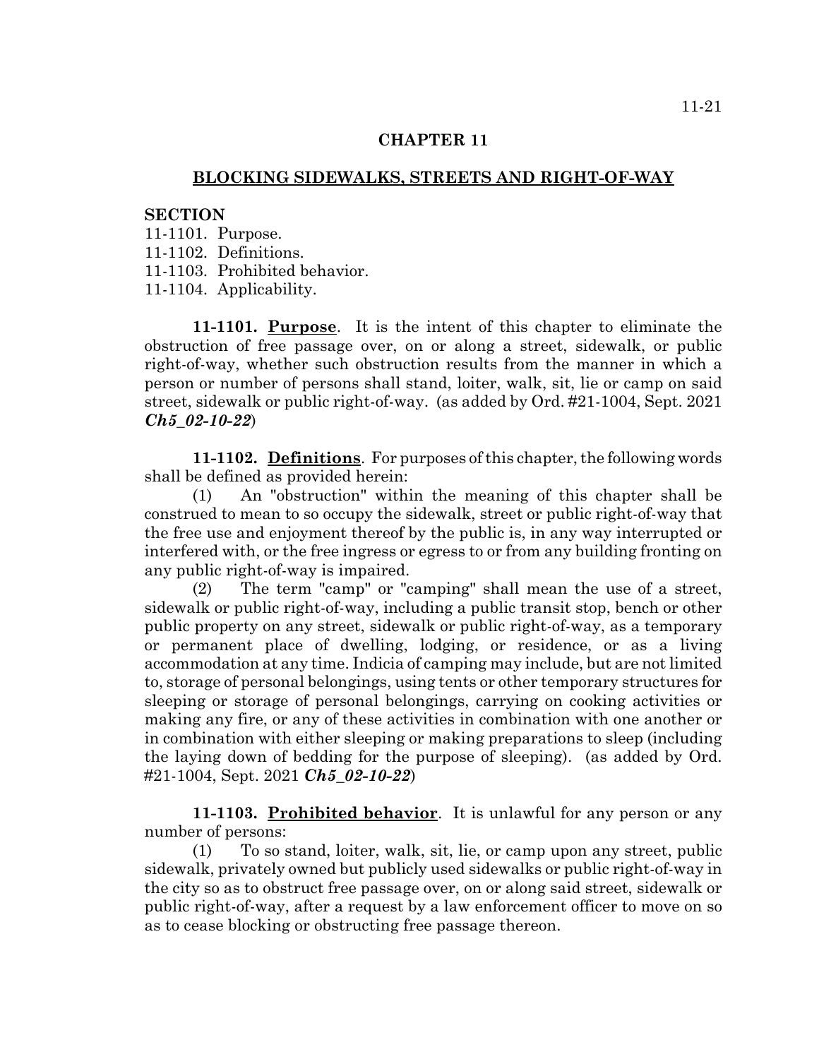# CHAPTER 11

## BLOCKING SIDEWALKS, STREETS AND RIGHT-OF-WAY

**SECTION**

11-1101. Purpose.
11-1102. Definitions.
11-1103. Prohibited behavior.
11-1104. Applicability.

**11-1101. Purpose**. It is the intent of this chapter to eliminate the obstruction of free passage over, on or along a street, sidewalk, or public right-of-way, whether such obstruction results from the manner in which a person or number of persons shall stand, loiter, walk, sit, lie or camp on said street, sidewalk or public right-of-way. (as added by Ord. #21-1004, Sept. 2021 ***Ch5_02-10-22***)

**11-1102. Definitions**. For purposes of this chapter, the following words shall be defined as provided herein:

(1) An "obstruction" within the meaning of this chapter shall be construed to mean to so occupy the sidewalk, street or public right-of-way that the free use and enjoyment thereof by the public is, in any way interrupted or interfered with, or the free ingress or egress to or from any building fronting on any public right-of-way is impaired.

(2) The term "camp" or "camping" shall mean the use of a street, sidewalk or public right-of-way, including a public transit stop, bench or other public property on any street, sidewalk or public right-of-way, as a temporary or permanent place of dwelling, lodging, or residence, or as a living accommodation at any time. Indicia of camping may include, but are not limited to, storage of personal belongings, using tents or other temporary structures for sleeping or storage of personal belongings, carrying on cooking activities or making any fire, or any of these activities in combination with one another or in combination with either sleeping or making preparations to sleep (including the laying down of bedding for the purpose of sleeping). (as added by Ord. #21-1004, Sept. 2021 ***Ch5_02-10-22***)

**11-1103. Prohibited behavior**. It is unlawful for any person or any number of persons:

(1) To so stand, loiter, walk, sit, lie, or camp upon any street, public sidewalk, privately owned but publicly used sidewalks or public right-of-way in the city so as to obstruct free passage over, on or along said street, sidewalk or public right-of-way, after a request by a law enforcement officer to move on so as to cease blocking or obstructing free passage thereon.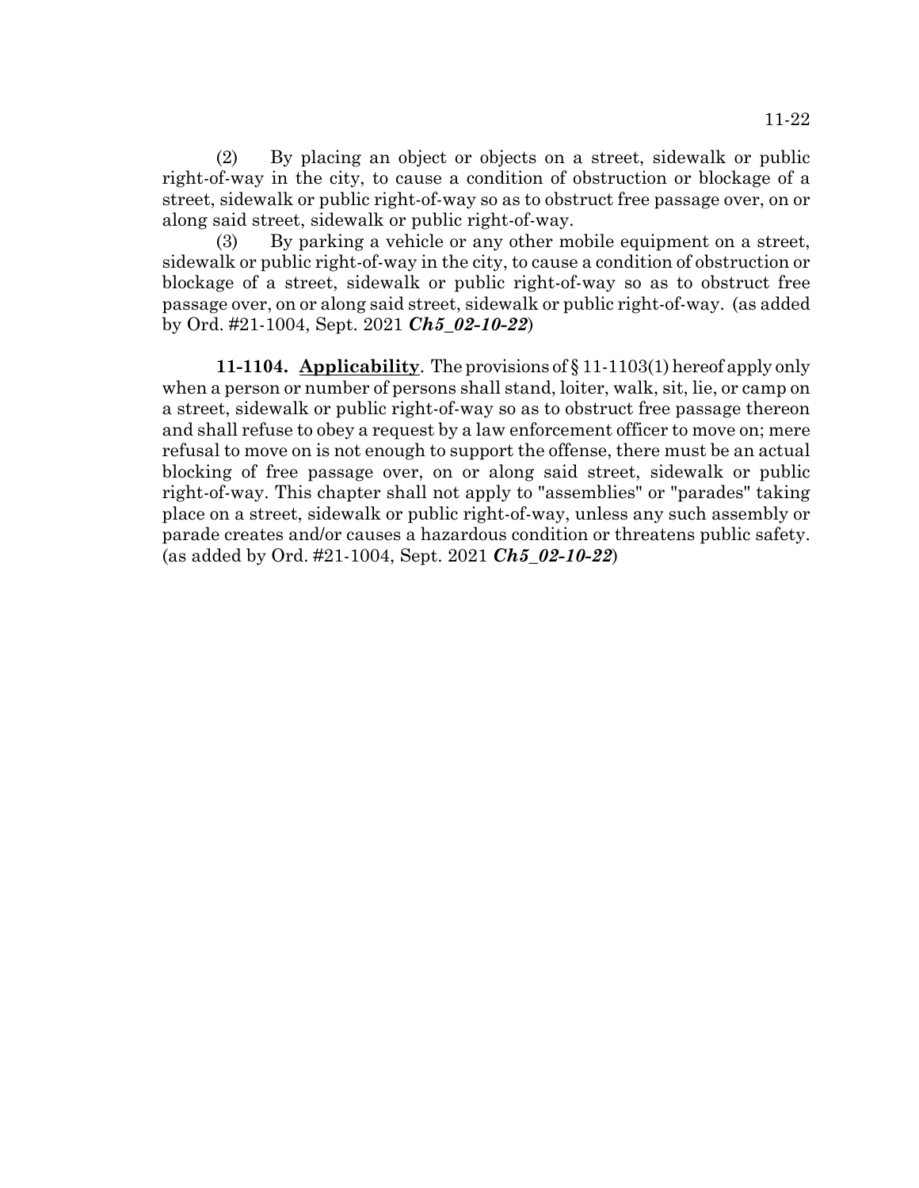(2) By placing an object or objects on a street, sidewalk or public right-of-way in the city, to cause a condition of obstruction or blockage of a street, sidewalk or public right-of-way so as to obstruct free passage over, on or along said street, sidewalk or public right-of-way.

(3) By parking a vehicle or any other mobile equipment on a street, sidewalk or public right-of-way in the city, to cause a condition of obstruction or blockage of a street, sidewalk or public right-of-way so as to obstruct free passage over, on or along said street, sidewalk or public right-of-way. (as added by Ord. #21-1004, Sept. 2021 ***Ch5_02-10-22***)

**11-1104. Applicability**. The provisions of § 11-1103(1) hereof apply only when a person or number of persons shall stand, loiter, walk, sit, lie, or camp on a street, sidewalk or public right-of-way so as to obstruct free passage thereon and shall refuse to obey a request by a law enforcement officer to move on; mere refusal to move on is not enough to support the offense, there must be an actual blocking of free passage over, on or along said street, sidewalk or public right-of-way. This chapter shall not apply to "assemblies" or "parades" taking place on a street, sidewalk or public right-of-way, unless any such assembly or parade creates and/or causes a hazardous condition or threatens public safety. (as added by Ord. #21-1004, Sept. 2021 ***Ch5_02-10-22***)